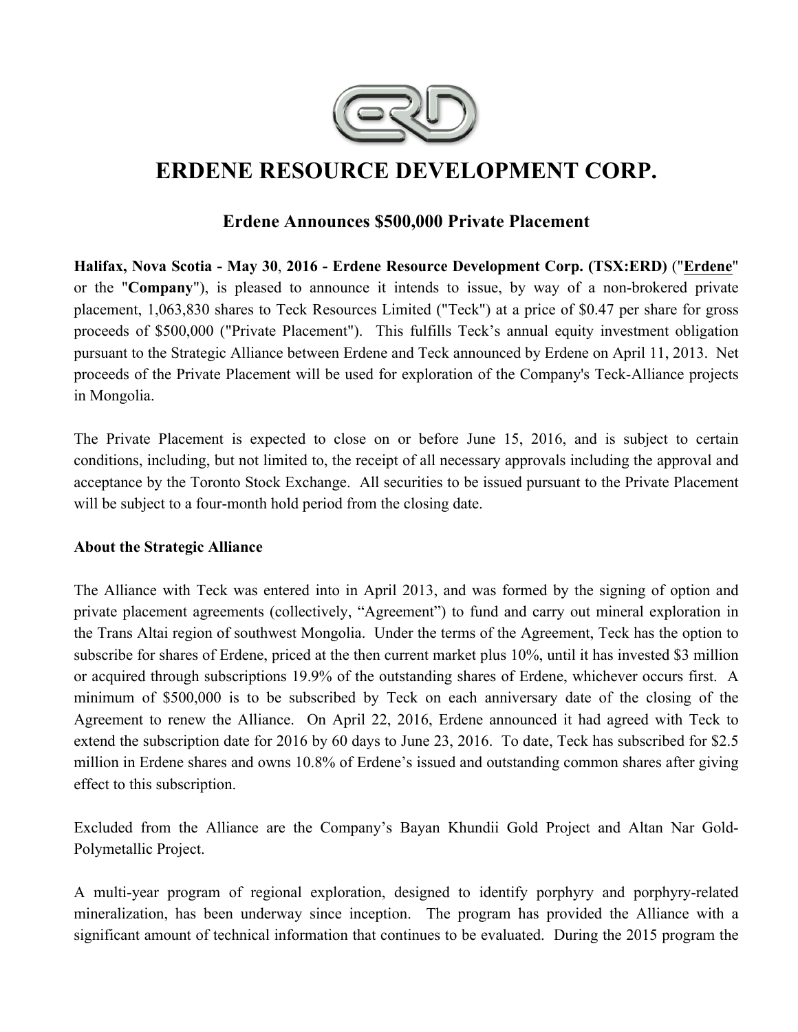# ERDENE RESOURCE DEVELOPMENT CORP.

## Erdene Announces $500,000 Private Placement

**Halifax, Nova Scotia - May 30, 2016 - Erdene Resource Development Corp. (TSX:ERD)** ("**Erdene**" or the "**Company**"), is pleased to announce it intends to issue, by way of a non-brokered private placement, 1,063,830 shares to Teck Resources Limited ("Teck") at a price of $0.47 per share for gross proceeds of $500,000 ("Private Placement"). This fulfills Teck's annual equity investment obligation pursuant to the Strategic Alliance between Erdene and Teck announced by Erdene on April 11, 2013. Net proceeds of the Private Placement will be used for exploration of the Company's Teck-Alliance projects in Mongolia.

The Private Placement is expected to close on or before June 15, 2016, and is subject to certain conditions, including, but not limited to, the receipt of all necessary approvals including the approval and acceptance by the Toronto Stock Exchange. All securities to be issued pursuant to the Private Placement will be subject to a four-month hold period from the closing date.

**About the Strategic Alliance**

The Alliance with Teck was entered into in April 2013, and was formed by the signing of option and private placement agreements (collectively, "Agreement") to fund and carry out mineral exploration in the Trans Altai region of southwest Mongolia. Under the terms of the Agreement, Teck has the option to subscribe for shares of Erdene, priced at the then current market plus 10%, until it has invested $3 million or acquired through subscriptions 19.9% of the outstanding shares of Erdene, whichever occurs first. A minimum of $500,000 is to be subscribed by Teck on each anniversary date of the closing of the Agreement to renew the Alliance. On April 22, 2016, Erdene announced it had agreed with Teck to extend the subscription date for 2016 by 60 days to June 23, 2016. To date, Teck has subscribed for $2.5 million in Erdene shares and owns 10.8% of Erdene's issued and outstanding common shares after giving effect to this subscription.

Excluded from the Alliance are the Company's Bayan Khundii Gold Project and Altan Nar Gold-Polymetallic Project.

A multi-year program of regional exploration, designed to identify porphyry and porphyry-related mineralization, has been underway since inception. The program has provided the Alliance with a significant amount of technical information that continues to be evaluated. During the 2015 program the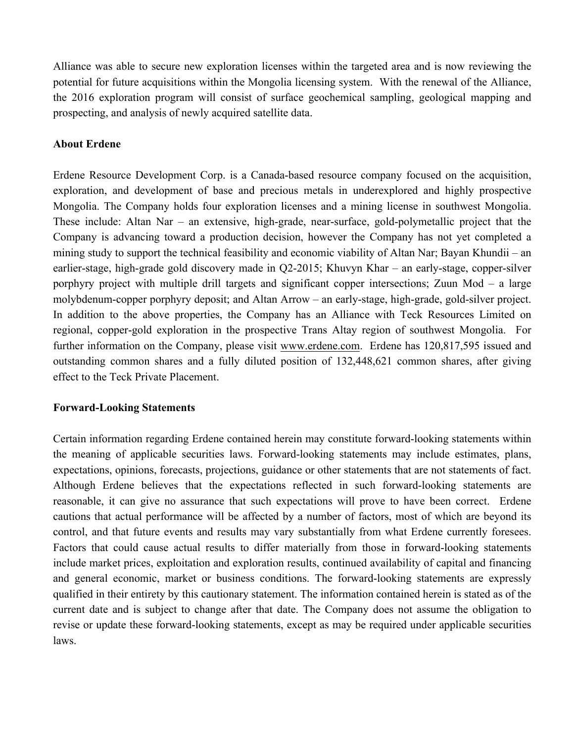Alliance was able to secure new exploration licenses within the targeted area and is now reviewing the potential for future acquisitions within the Mongolia licensing system. With the renewal of the Alliance, the 2016 exploration program will consist of surface geochemical sampling, geological mapping and prospecting, and analysis of newly acquired satellite data.

**About Erdene**

Erdene Resource Development Corp. is a Canada-based resource company focused on the acquisition, exploration, and development of base and precious metals in underexplored and highly prospective Mongolia. The Company holds four exploration licenses and a mining license in southwest Mongolia. These include: Altan Nar – an extensive, high-grade, near-surface, gold-polymetallic project that the Company is advancing toward a production decision, however the Company has not yet completed a mining study to support the technical feasibility and economic viability of Altan Nar; Bayan Khundii – an earlier-stage, high-grade gold discovery made in Q2-2015; Khuvyn Khar – an early-stage, copper-silver porphyry project with multiple drill targets and significant copper intersections; Zuun Mod – a large molybdenum-copper porphyry deposit; and Altan Arrow – an early-stage, high-grade, gold-silver project. In addition to the above properties, the Company has an Alliance with Teck Resources Limited on regional, copper-gold exploration in the prospective Trans Altay region of southwest Mongolia. For further information on the Company, please visit www.erdene.com. Erdene has 120,817,595 issued and outstanding common shares and a fully diluted position of 132,448,621 common shares, after giving effect to the Teck Private Placement.

**Forward-Looking Statements**

Certain information regarding Erdene contained herein may constitute forward-looking statements within the meaning of applicable securities laws. Forward-looking statements may include estimates, plans, expectations, opinions, forecasts, projections, guidance or other statements that are not statements of fact. Although Erdene believes that the expectations reflected in such forward-looking statements are reasonable, it can give no assurance that such expectations will prove to have been correct. Erdene cautions that actual performance will be affected by a number of factors, most of which are beyond its control, and that future events and results may vary substantially from what Erdene currently foresees. Factors that could cause actual results to differ materially from those in forward-looking statements include market prices, exploitation and exploration results, continued availability of capital and financing and general economic, market or business conditions. The forward-looking statements are expressly qualified in their entirety by this cautionary statement. The information contained herein is stated as of the current date and is subject to change after that date. The Company does not assume the obligation to revise or update these forward-looking statements, except as may be required under applicable securities laws.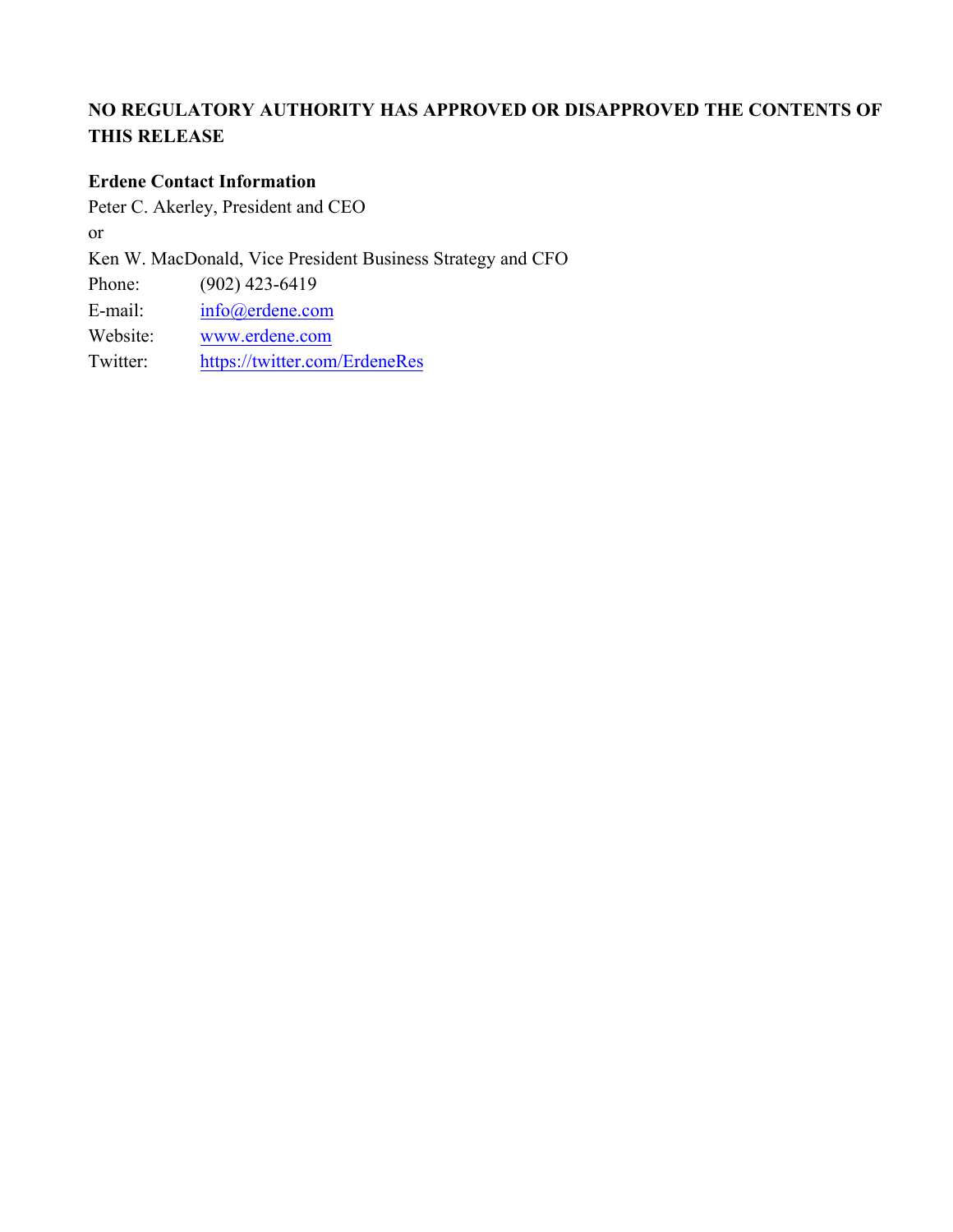**NO REGULATORY AUTHORITY HAS APPROVED OR DISAPPROVED THE CONTENTS OF THIS RELEASE**

**Erdene Contact Information**

Peter C. Akerley, President and CEO  
or  
Ken W. MacDonald, Vice President Business Strategy and CFO  
Phone: (902) 423-6419  
E-mail: info@erdene.com  
Website: www.erdene.com  
Twitter: https://twitter.com/ErdeneRes